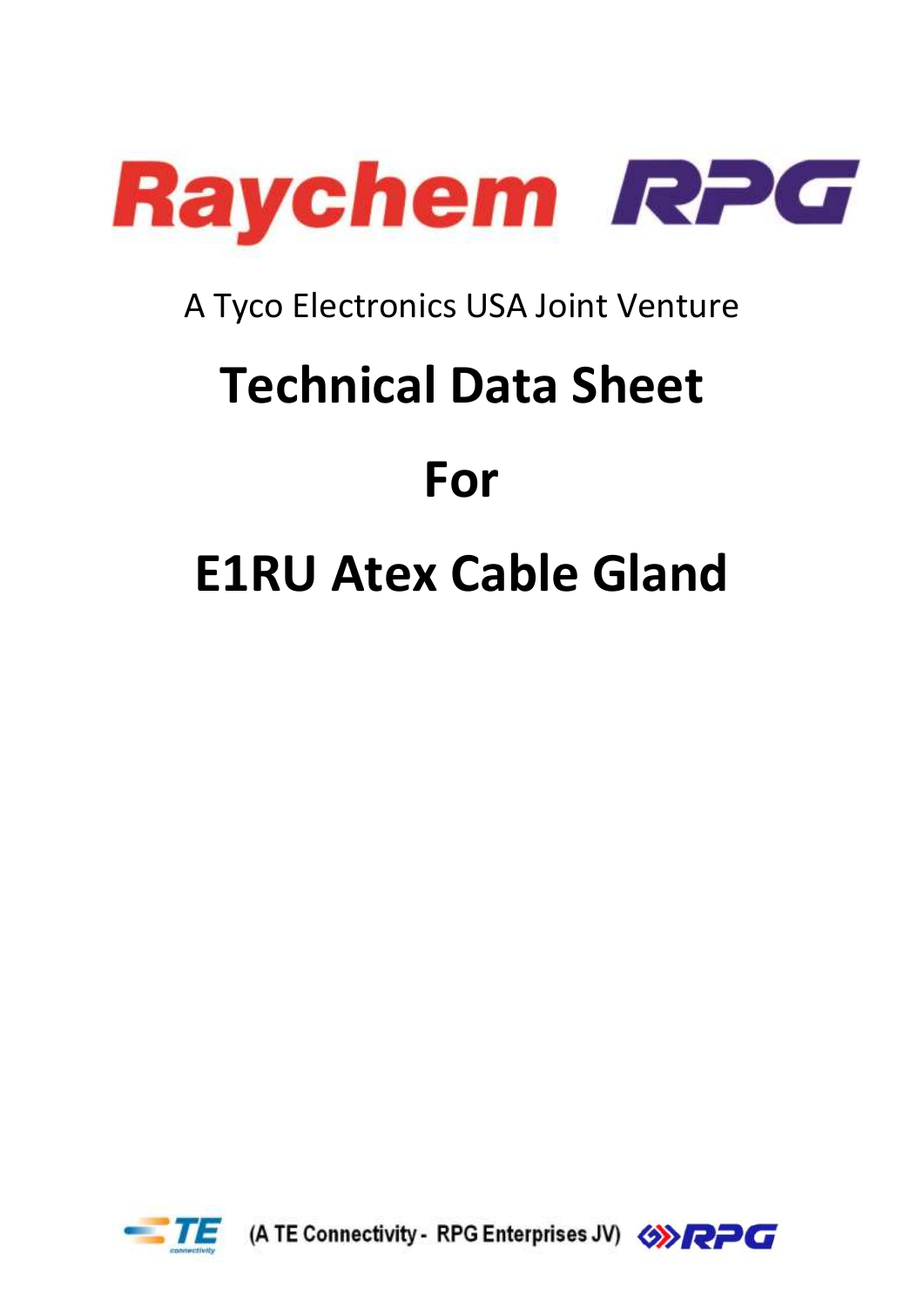# Raychem RPG

A Tyco Electronics USA Joint Venture

# Technical Data Sheet

# For

# E1RU Atex Cable Gland

(A TE Connectivity - RPG Enterprises JV)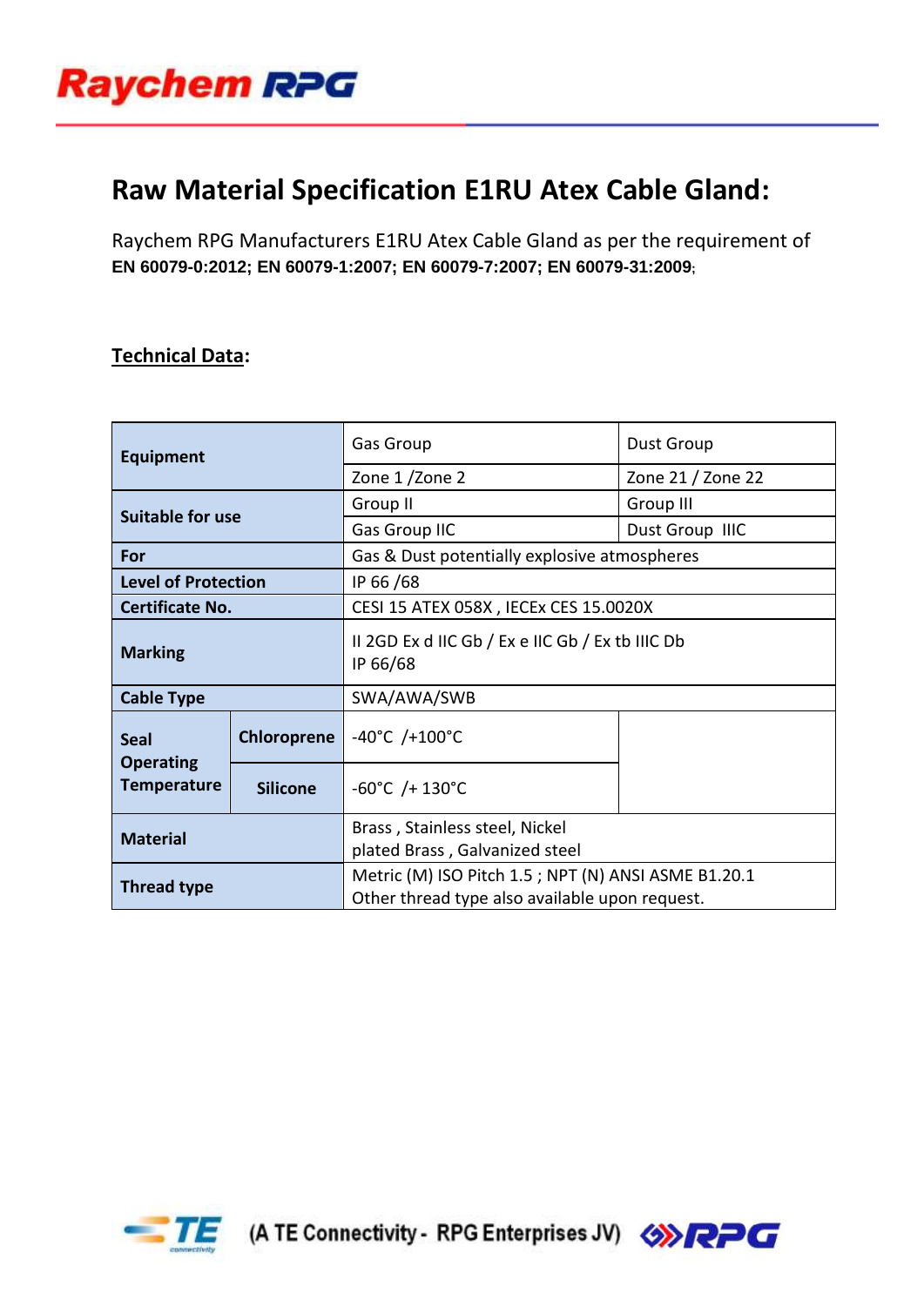# Raw Material Specification E1RU Atex Cable Gland:

Raychem RPG Manufacturers E1RU Atex Cable Gland as per the requirement of **EN 60079-0:2012; EN 60079-1:2007; EN 60079-7:2007; EN 60079-31:2009**;

## Technical Data:

| | | | |
|---|---|---|---|
| **Equipment** | | Gas Group | Dust Group |
| | | Zone 1 /Zone 2 | Zone 21 / Zone 22 |
| **Suitable for use** | | Group II | Group III |
| | | Gas Group IIC | Dust Group IIIC |
| **For** | | Gas & Dust potentially explosive atmospheres | |
| **Level of Protection** | | IP 66 /68 | |
| **Certificate No.** | | CESI 15 ATEX 058X , IECEx CES 15.0020X | |
| **Marking** | | II 2GD Ex d IIC Gb / Ex e IIC Gb / Ex tb IIIC Db<br>IP 66/68 | |
| **Cable Type** | | SWA/AWA/SWB | |
| **Seal Operating Temperature** | **Chloroprene** | -40°C /+100°C | |
| | **Silicone** | -60°C /+ 130°C | |
| **Material** | | Brass , Stainless steel, Nickel plated Brass , Galvanized steel | |
| **Thread type** | | Metric (M) ISO Pitch 1.5 ; NPT (N) ANSI ASME B1.20.1<br>Other thread type also available upon request. | |

(A TE Connectivity - RPG Enterprises JV)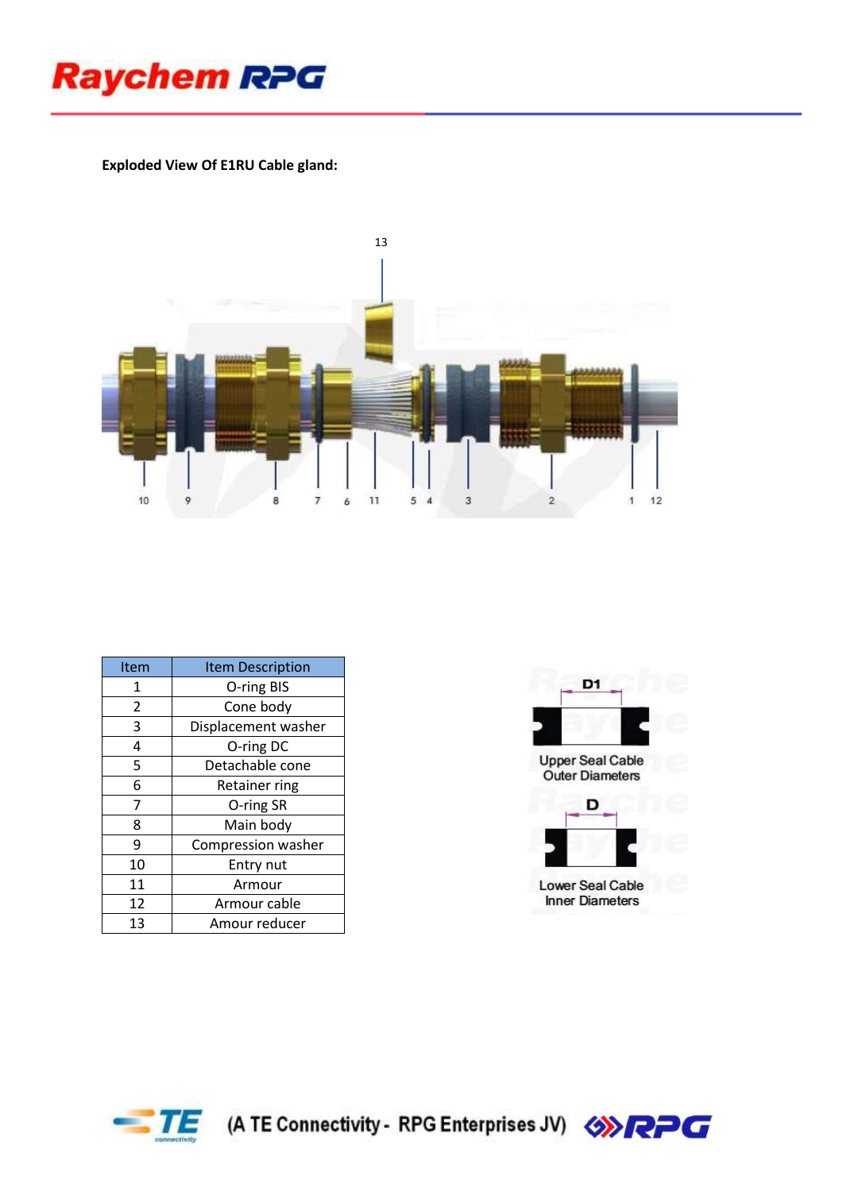**Exploded View Of E1RU Cable gland:**

| Item | Item Description |
|---|---|
| 1 | O-ring BIS |
| 2 | Cone body |
| 3 | Displacement washer |
| 4 | O-ring DC |
| 5 | Detachable cone |
| 6 | Retainer ring |
| 7 | O-ring SR |
| 8 | Main body |
| 9 | Compression washer |
| 10 | Entry nut |
| 11 | Armour |
| 12 | Armour cable |
| 13 | Amour reducer |

D1

Upper Seal Cable Outer Diameters

D

Lower Seal Cable Inner Diameters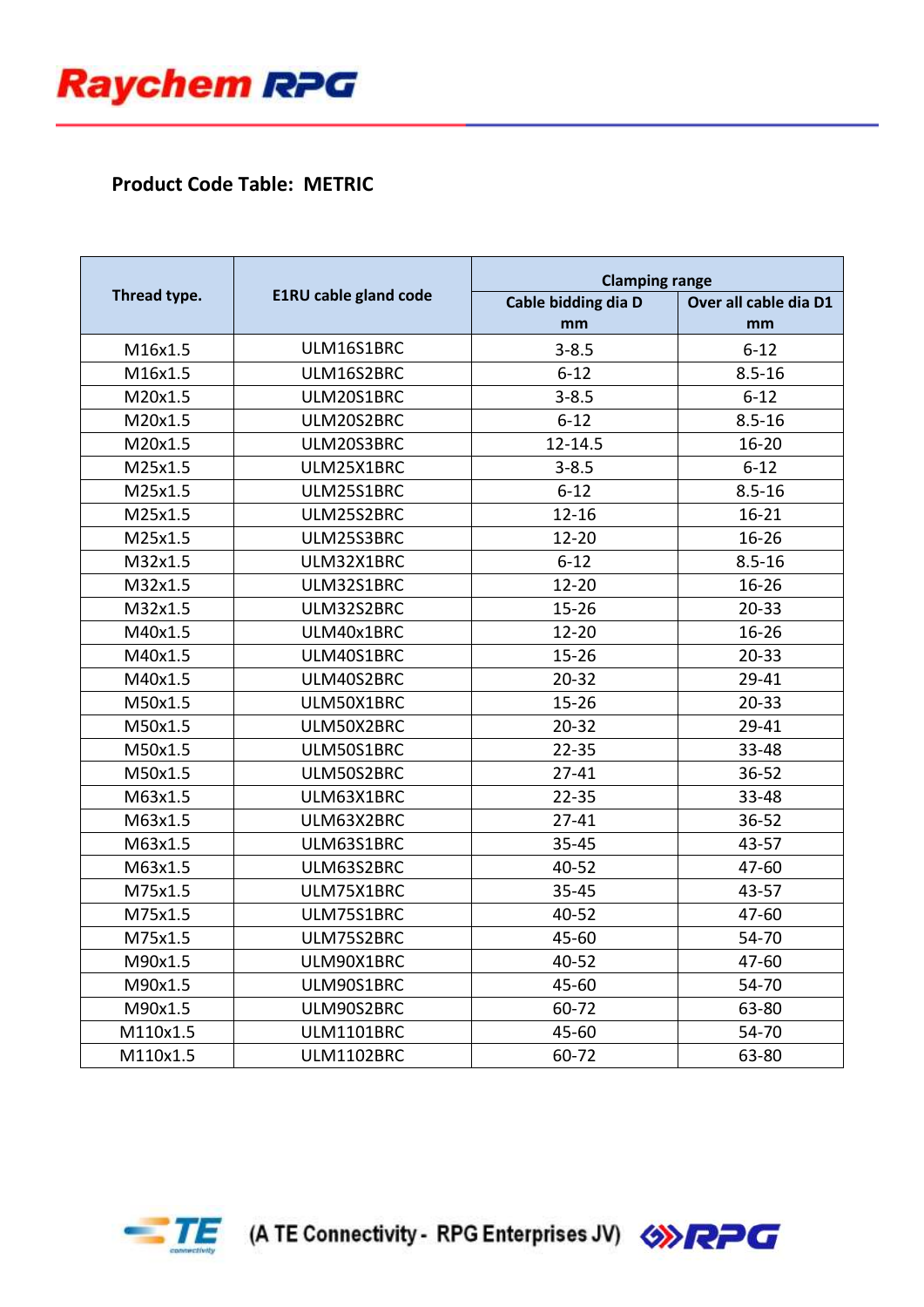**Product Code Table: METRIC**

| Thread type. | E1RU cable gland code | Clamping range | |
|---|---|---|---|
| | | Cable bidding dia D mm | Over all cable dia D1 mm |
| M16x1.5 | ULM16S1BRC | 3-8.5 | 6-12 |
| M16x1.5 | ULM16S2BRC | 6-12 | 8.5-16 |
| M20x1.5 | ULM20S1BRC | 3-8.5 | 6-12 |
| M20x1.5 | ULM20S2BRC | 6-12 | 8.5-16 |
| M20x1.5 | ULM20S3BRC | 12-14.5 | 16-20 |
| M25x1.5 | ULM25X1BRC | 3-8.5 | 6-12 |
| M25x1.5 | ULM25S1BRC | 6-12 | 8.5-16 |
| M25x1.5 | ULM25S2BRC | 12-16 | 16-21 |
| M25x1.5 | ULM25S3BRC | 12-20 | 16-26 |
| M32x1.5 | ULM32X1BRC | 6-12 | 8.5-16 |
| M32x1.5 | ULM32S1BRC | 12-20 | 16-26 |
| M32x1.5 | ULM32S2BRC | 15-26 | 20-33 |
| M40x1.5 | ULM40x1BRC | 12-20 | 16-26 |
| M40x1.5 | ULM40S1BRC | 15-26 | 20-33 |
| M40x1.5 | ULM40S2BRC | 20-32 | 29-41 |
| M50x1.5 | ULM50X1BRC | 15-26 | 20-33 |
| M50x1.5 | ULM50X2BRC | 20-32 | 29-41 |
| M50x1.5 | ULM50S1BRC | 22-35 | 33-48 |
| M50x1.5 | ULM50S2BRC | 27-41 | 36-52 |
| M63x1.5 | ULM63X1BRC | 22-35 | 33-48 |
| M63x1.5 | ULM63X2BRC | 27-41 | 36-52 |
| M63x1.5 | ULM63S1BRC | 35-45 | 43-57 |
| M63x1.5 | ULM63S2BRC | 40-52 | 47-60 |
| M75x1.5 | ULM75X1BRC | 35-45 | 43-57 |
| M75x1.5 | ULM75S1BRC | 40-52 | 47-60 |
| M75x1.5 | ULM75S2BRC | 45-60 | 54-70 |
| M90x1.5 | ULM90X1BRC | 40-52 | 47-60 |
| M90x1.5 | ULM90S1BRC | 45-60 | 54-70 |
| M90x1.5 | ULM90S2BRC | 60-72 | 63-80 |
| M110x1.5 | ULM1101BRC | 45-60 | 54-70 |
| M110x1.5 | ULM1102BRC | 60-72 | 63-80 |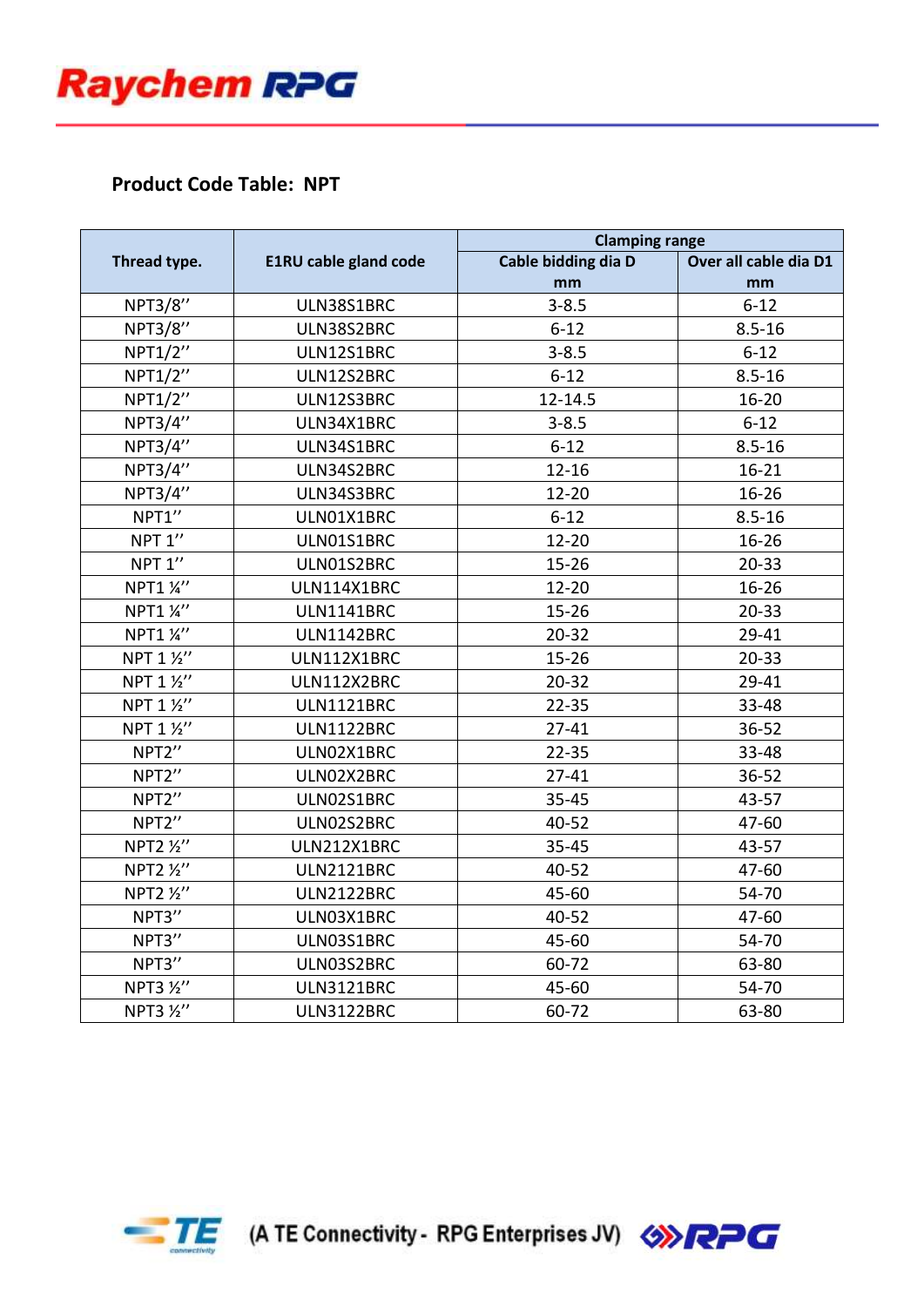## Product Code Table: NPT

| Thread type. | E1RU cable gland code | Clamping range | |
|---|---|---|---|
| | | Cable bidding dia D mm | Over all cable dia D1 mm |
| NPT3/8” | ULN38S1BRC | 3-8.5 | 6-12 |
| NPT3/8” | ULN38S2BRC | 6-12 | 8.5-16 |
| NPT1/2” | ULN12S1BRC | 3-8.5 | 6-12 |
| NPT1/2” | ULN12S2BRC | 6-12 | 8.5-16 |
| NPT1/2” | ULN12S3BRC | 12-14.5 | 16-20 |
| NPT3/4” | ULN34X1BRC | 3-8.5 | 6-12 |
| NPT3/4” | ULN34S1BRC | 6-12 | 8.5-16 |
| NPT3/4” | ULN34S2BRC | 12-16 | 16-21 |
| NPT3/4” | ULN34S3BRC | 12-20 | 16-26 |
| NPT1” | ULN01X1BRC | 6-12 | 8.5-16 |
| NPT 1” | ULN01S1BRC | 12-20 | 16-26 |
| NPT 1” | ULN01S2BRC | 15-26 | 20-33 |
| NPT1 ¼” | ULN114X1BRC | 12-20 | 16-26 |
| NPT1 ¼” | ULN1141BRC | 15-26 | 20-33 |
| NPT1 ¼” | ULN1142BRC | 20-32 | 29-41 |
| NPT 1 ½” | ULN112X1BRC | 15-26 | 20-33 |
| NPT 1 ½” | ULN112X2BRC | 20-32 | 29-41 |
| NPT 1 ½” | ULN1121BRC | 22-35 | 33-48 |
| NPT 1 ½” | ULN1122BRC | 27-41 | 36-52 |
| NPT2” | ULN02X1BRC | 22-35 | 33-48 |
| NPT2” | ULN02X2BRC | 27-41 | 36-52 |
| NPT2” | ULN02S1BRC | 35-45 | 43-57 |
| NPT2” | ULN02S2BRC | 40-52 | 47-60 |
| NPT2 ½” | ULN212X1BRC | 35-45 | 43-57 |
| NPT2 ½” | ULN2121BRC | 40-52 | 47-60 |
| NPT2 ½” | ULN2122BRC | 45-60 | 54-70 |
| NPT3” | ULN03X1BRC | 40-52 | 47-60 |
| NPT3” | ULN03S1BRC | 45-60 | 54-70 |
| NPT3” | ULN03S2BRC | 60-72 | 63-80 |
| NPT3 ½” | ULN3121BRC | 45-60 | 54-70 |
| NPT3 ½” | ULN3122BRC | 60-72 | 63-80 |